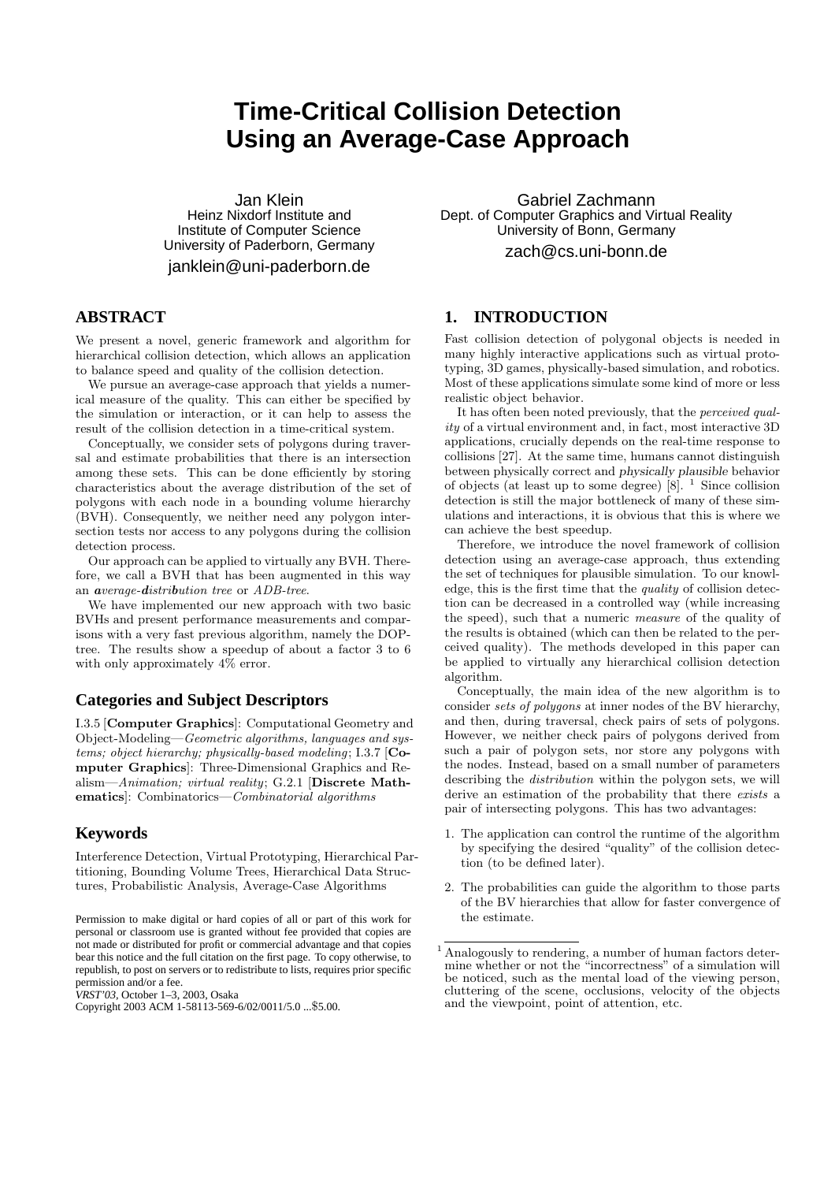# Time-Critical Collision Detection Using an Average-Case Approach

Jan Klein
Heinz Nixdorf Institute and
Institute of Computer Science
University of Paderborn, Germany
janklein@uni-paderborn.de

Gabriel Zachmann
Dept. of Computer Graphics and Virtual Reality
University of Bonn, Germany
zach@cs.uni-bonn.de

## ABSTRACT

We present a novel, generic framework and algorithm for hierarchical collision detection, which allows an application to balance speed and quality of the collision detection.

We pursue an average-case approach that yields a numerical measure of the quality. This can either be specified by the simulation or interaction, or it can help to assess the result of the collision detection in a time-critical system.

Conceptually, we consider sets of polygons during traversal and estimate probabilities that there is an intersection among these sets. This can be done efficiently by storing characteristics about the average distribution of the set of polygons with each node in a bounding volume hierarchy (BVH). Consequently, we neither need any polygon intersection tests nor access to any polygons during the collision detection process.

Our approach can be applied to virtually any BVH. Therefore, we call a BVH that has been augmented in this way an ***a****verage-****d****istri****b****ution tree* or *ADB-tree*.

We have implemented our new approach with two basic BVHs and present performance measurements and comparisons with a very fast previous algorithm, namely the DOP-tree. The results show a speedup of about a factor 3 to 6 with only approximately 4% error.

## Categories and Subject Descriptors

I.3.5 [**Computer Graphics**]: Computational Geometry and Object-Modeling—*Geometric algorithms, languages and systems; object hierarchy; physically-based modeling*; I.3.7 [**Computer Graphics**]: Three-Dimensional Graphics and Realism—*Animation; virtual reality*; G.2.1 [**Discrete Mathematics**]: Combinatorics—*Combinatorial algorithms*

## Keywords

Interference Detection, Virtual Prototyping, Hierarchical Partitioning, Bounding Volume Trees, Hierarchical Data Structures, Probabilistic Analysis, Average-Case Algorithms

Permission to make digital or hard copies of all or part of this work for personal or classroom use is granted without fee provided that copies are not made or distributed for profit or commercial advantage and that copies bear this notice and the full citation on the first page. To copy otherwise, to republish, to post on servers or to redistribute to lists, requires prior specific permission and/or a fee.
*VRST'03*, October 1–3, 2003, Osaka
Copyright 2003 ACM 1-58113-569-6/02/0011/5.0 ...$5.00.

## 1. INTRODUCTION

Fast collision detection of polygonal objects is needed in many highly interactive applications such as virtual prototyping, 3D games, physically-based simulation, and robotics. Most of these applications simulate some kind of more or less realistic object behavior.

It has often been noted previously, that the *perceived quality* of a virtual environment and, in fact, most interactive 3D applications, crucially depends on the real-time response to collisions [27]. At the same time, humans cannot distinguish between physically correct and *physically plausible* behavior of objects (at least up to some degree) [8]. [1] Since collision detection is still the major bottleneck of many of these simulations and interactions, it is obvious that this is where we can achieve the best speedup.

Therefore, we introduce the novel framework of collision detection using an average-case approach, thus extending the set of techniques for plausible simulation. To our knowledge, this is the first time that the *quality* of collision detection can be decreased in a controlled way (while increasing the speed), such that a numeric *measure* of the quality of the results is obtained (which can then be related to the perceived quality). The methods developed in this paper can be applied to virtually any hierarchical collision detection algorithm.

Conceptually, the main idea of the new algorithm is to consider *sets of polygons* at inner nodes of the BV hierarchy, and then, during traversal, check pairs of sets of polygons. However, we neither check pairs of polygons derived from such a pair of polygon sets, nor store any polygons with the nodes. Instead, based on a small number of parameters describing the *distribution* within the polygon sets, we will derive an estimation of the probability that there *exists* a pair of intersecting polygons. This has two advantages:

1. The application can control the runtime of the algorithm by specifying the desired "quality" of the collision detection (to be defined later).
2. The probabilities can guide the algorithm to those parts of the BV hierarchies that allow for faster convergence of the estimate.

[1] Analogously to rendering, a number of human factors determine whether or not the "incorrectness" of a simulation will be noticed, such as the mental load of the viewing person, cluttering of the scene, occlusions, velocity of the objects and the viewpoint, point of attention, etc.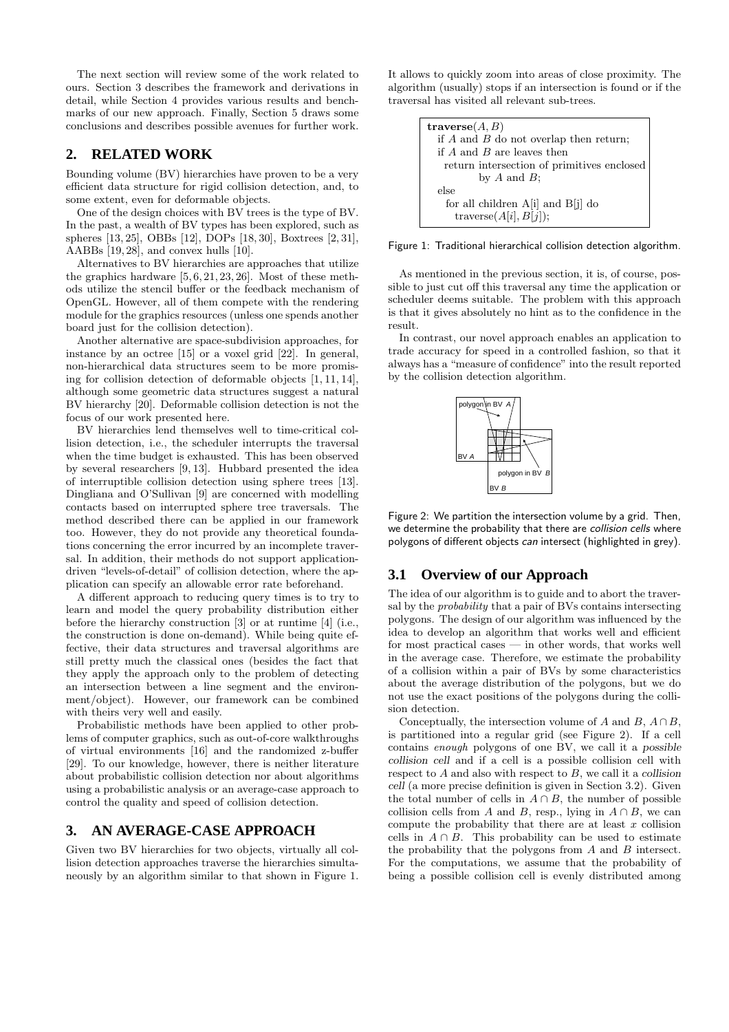The next section will review some of the work related to ours. Section 3 describes the framework and derivations in detail, while Section 4 provides various results and benchmarks of our new approach. Finally, Section 5 draws some conclusions and describes possible avenues for further work.

## 2. RELATED WORK

Bounding volume (BV) hierarchies have proven to be a very efficient data structure for rigid collision detection, and, to some extent, even for deformable objects.

One of the design choices with BV trees is the type of BV. In the past, a wealth of BV types has been explored, such as spheres [13, 25], OBBs [12], DOPs [18, 30], Boxtrees [2, 31], AABBs [19, 28], and convex hulls [10].

Alternatives to BV hierarchies are approaches that utilize the graphics hardware [5, 6, 21, 23, 26]. Most of these methods utilize the stencil buffer or the feedback mechanism of OpenGL. However, all of them compete with the rendering module for the graphics resources (unless one spends another board just for the collision detection).

Another alternative are space-subdivision approaches, for instance by an octree [15] or a voxel grid [22]. In general, non-hierarchical data structures seem to be more promising for collision detection of deformable objects [1, 11, 14], although some geometric data structures suggest a natural BV hierarchy [20]. Deformable collision detection is not the focus of our work presented here.

BV hierarchies lend themselves well to time-critical collision detection, i.e., the scheduler interrupts the traversal when the time budget is exhausted. This has been observed by several researchers [9, 13]. Hubbard presented the idea of interruptible collision detection using sphere trees [13]. Dingliana and O'Sullivan [9] are concerned with modelling contacts based on interrupted sphere tree traversals. The method described there can be applied in our framework too. However, they do not provide any theoretical foundations concerning the error incurred by an incomplete traversal. In addition, their methods do not support application-driven "levels-of-detail" of collision detection, where the application can specify an allowable error rate beforehand.

A different approach to reducing query times is to try to learn and model the query probability distribution either before the hierarchy construction [3] or at runtime [4] (i.e., the construction is done on-demand). While being quite effective, their data structures and traversal algorithms are still pretty much the classical ones (besides the fact that they apply the approach only to the problem of detecting an intersection between a line segment and the environment/object). However, our framework can be combined with theirs very well and easily.

Probabilistic methods have been applied to other problems of computer graphics, such as out-of-core walkthroughs of virtual environments [16] and the randomized z-buffer [29]. To our knowledge, however, there is neither literature about probabilistic collision detection nor about algorithms using a probabilistic analysis or an average-case approach to control the quality and speed of collision detection.

## 3. AN AVERAGE-CASE APPROACH

Given two BV hierarchies for two objects, virtually all collision detection approaches traverse the hierarchies simultaneously by an algorithm similar to that shown in Figure 1. It allows to quickly zoom into areas of close proximity. The algorithm (usually) stops if an intersection is found or if the traversal has visited all relevant sub-trees.

```
traverse(A, B)
  if A and B do not overlap then return;
  if A and B are leaves then
    return intersection of primitives enclosed
        by A and B;
  else
    for all children A[i] and B[j] do
      traverse(A[i], B[j]);
```

Figure 1: Traditional hierarchical collision detection algorithm.

As mentioned in the previous section, it is, of course, possible to just cut off this traversal any time the application or scheduler deems suitable. The problem with this approach is that it gives absolutely no hint as to the confidence in the result.

In contrast, our novel approach enables an application to trade accuracy for speed in a controlled fashion, so that it always has a "measure of confidence" into the result reported by the collision detection algorithm.

polygon in BV $A$

BV $A$

polygon in BV $B$

BV $B$

Figure 2: We partition the intersection volume by a grid. Then, we determine the probability that there are *collision cells* where polygons of different objects *can* intersect (highlighted in grey).

### 3.1 Overview of our Approach

The idea of our algorithm is to guide and to abort the traversal by the *probability* that a pair of BVs contains intersecting polygons. The design of our algorithm was influenced by the idea to develop an algorithm that works well and efficient for most practical cases — in other words, that works well in the average case. Therefore, we estimate the probability of a collision within a pair of BVs by some characteristics about the average distribution of the polygons, but we do not use the exact positions of the polygons during the collision detection.

Conceptually, the intersection volume of $A$ and $B$, $A \cap B$, is partitioned into a regular grid (see Figure 2). If a cell contains *enough* polygons of one BV, we call it a *possible collision cell* and if a cell is a possible collision cell with respect to $A$ and also with respect to $B$, we call it a *collision cell* (a more precise definition is given in Section 3.2). Given the total number of cells in $A \cap B$, the number of possible collision cells from $A$ and $B$, resp., lying in $A \cap B$, we can compute the probability that there are at least $x$ collision cells in $A \cap B$. This probability can be used to estimate the probability that the polygons from $A$ and $B$ intersect. For the computations, we assume that the probability of being a possible collision cell is evenly distributed among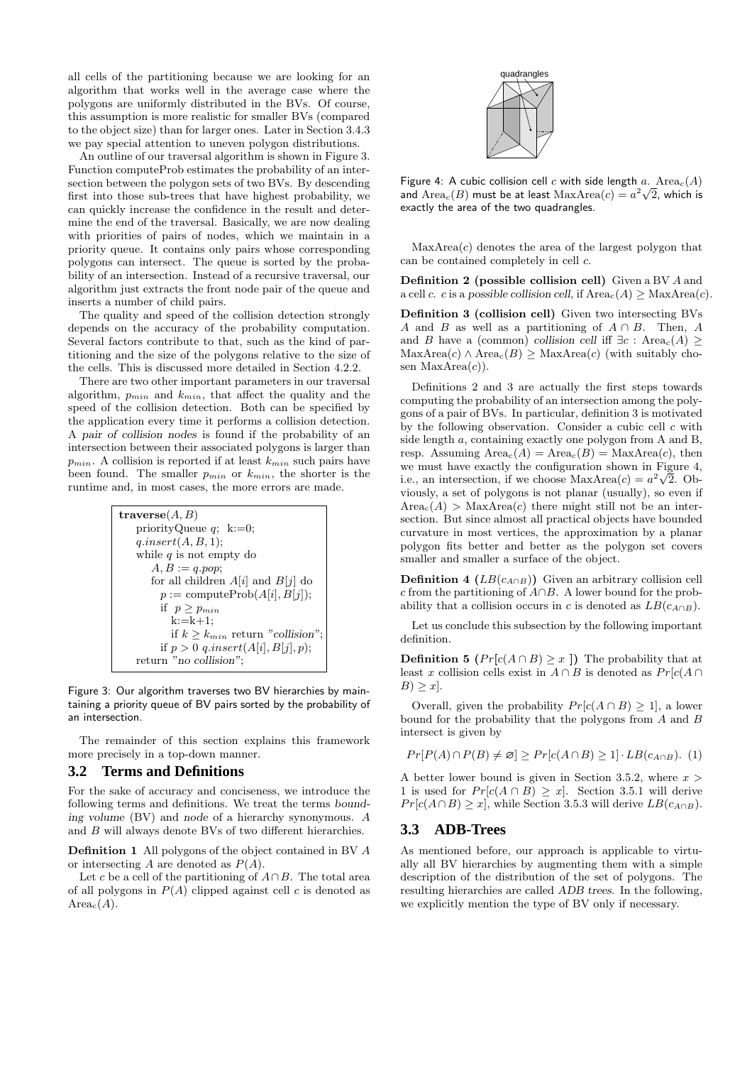all cells of the partitioning because we are looking for an algorithm that works well in the average case where the polygons are uniformly distributed in the BVs. Of course, this assumption is more realistic for smaller BVs (compared to the object size) than for larger ones. Later in Section 3.4.3 we pay special attention to uneven polygon distributions.

An outline of our traversal algorithm is shown in Figure 3. Function computeProb estimates the probability of an intersection between the polygon sets of two BVs. By descending first into those sub-trees that have highest probability, we can quickly increase the confidence in the result and determine the end of the traversal. Basically, we are now dealing with priorities of pairs of nodes, which we maintain in a priority queue. It contains only pairs whose corresponding polygons can intersect. The queue is sorted by the probability of an intersection. Instead of a recursive traversal, our algorithm just extracts the front node pair of the queue and inserts a number of child pairs.

The quality and speed of the collision detection strongly depends on the accuracy of the probability computation. Several factors contribute to that, such as the kind of partitioning and the size of the polygons relative to the size of the cells. This is discussed more detailed in Section 4.2.2.

There are two other important parameters in our traversal algorithm, $p_{min}$ and $k_{min}$, that affect the quality and the speed of the collision detection. Both can be specified by the application every time it performs a collision detection. A *pair of collision nodes* is found if the probability of an intersection between their associated polygons is larger than $p_{min}$. A collision is reported if at least $k_{min}$ such pairs have been found. The smaller $p_{min}$ or $k_{min}$, the shorter is the runtime and, in most cases, the more errors are made.

```
traverse(A, B)
    priorityQueue q;  k:=0;
    q.insert(A, B, 1);
    while q is not empty do
        A, B := q.pop;
        for all children A[i] and B[j] do
            p := computeProb(A[i], B[j]);
            if  p ≥ p_min
                k:=k+1;
                if k ≥ k_min return "collision";
            if p > 0 q.insert(A[i], B[j], p);
    return "no collision";
```

Figure 3: Our algorithm traverses two BV hierarchies by maintaining a priority queue of BV pairs sorted by the probability of an intersection.

The remainder of this section explains this framework more precisely in a top-down manner.

## 3.2 Terms and Definitions

For the sake of accuracy and conciseness, we introduce the following terms and definitions. We treat the terms *bounding volume* (BV) and *node* of a hierarchy synonymous. $A$ and $B$ will always denote BVs of two different hierarchies.

**Definition 1** All polygons of the object contained in BV $A$ or intersecting $A$ are denoted as $P(A)$.

Let $c$ be a cell of the partitioning of $A \cap B$. The total area of all polygons in $P(A)$ clipped against cell $c$ is denoted as $\text{Area}_c(A)$.

quadrangles

Figure 4: A cubic collision cell $c$ with side length $a$. $\text{Area}_c(A)$ and $\text{Area}_c(B)$ must be at least $\text{MaxArea}(c) = a^2\sqrt{2}$, which is exactly the area of the two quadrangles.

$\text{MaxArea}(c)$ denotes the area of the largest polygon that can be contained completely in cell $c$.

**Definition 2 (possible collision cell)** Given a BV $A$ and a cell $c$. $c$ is a *possible collision cell*, if $\text{Area}_c(A) \geq \text{MaxArea}(c)$.

**Definition 3 (collision cell)** Given two intersecting BVs $A$ and $B$ as well as a partitioning of $A \cap B$. Then, $A$ and $B$ have a (common) *collision cell* iff $\exists c : \text{Area}_c(A) \geq \text{MaxArea}(c) \wedge \text{Area}_c(B) \geq \text{MaxArea}(c)$ (with suitably chosen $\text{MaxArea}(c)$).

Definitions 2 and 3 are actually the first steps towards computing the probability of an intersection among the polygons of a pair of BVs. In particular, definition 3 is motivated by the following observation. Consider a cubic cell $c$ with side length $a$, containing exactly one polygon from A and B, resp. Assuming $\text{Area}_c(A) = \text{Area}_c(B) = \text{MaxArea}(c)$, then we must have exactly the configuration shown in Figure 4, i.e., an intersection, if we choose $\text{MaxArea}(c) = a^2\sqrt{2}$. Obviously, a set of polygons is not planar (usually), so even if $\text{Area}_c(A) > \text{MaxArea}(c)$ there might still not be an intersection. But since almost all practical objects have bounded curvature in most vertices, the approximation by a planar polygon fits better and better as the polygon set covers smaller and smaller a surface of the object.

**Definition 4 ($LB(c_{A\cap B})$)** Given an arbitrary collision cell $c$ from the partitioning of $A \cap B$. A lower bound for the probability that a collision occurs in $c$ is denoted as $LB(c_{A\cap B})$.

Let us conclude this subsection by the following important definition.

**Definition 5 ($Pr[c(A \cap B) \geq x\ ]$)** The probability that at least $x$ collision cells exist in $A \cap B$ is denoted as $Pr[c(A \cap B) \geq x]$.

Overall, given the probability $Pr[c(A \cap B) \geq 1]$, a lower bound for the probability that the polygons from $A$ and $B$ intersect is given by

$$Pr[P(A) \cap P(B) \neq \varnothing] \geq Pr[c(A \cap B) \geq 1] \cdot LB(c_{A\cap B}). \quad (1)$$

A better lower bound is given in Section 3.5.2, where $x > 1$ is used for $Pr[c(A \cap B) \geq x]$. Section 3.5.1 will derive $Pr[c(A \cap B) \geq x]$, while Section 3.5.3 will derive $LB(c_{A\cap B})$.

## 3.3 ADB-Trees

As mentioned before, our approach is applicable to virtually all BV hierarchies by augmenting them with a simple description of the distribution of the set of polygons. The resulting hierarchies are called *ADB trees*. In the following, we explicitly mention the type of BV only if necessary.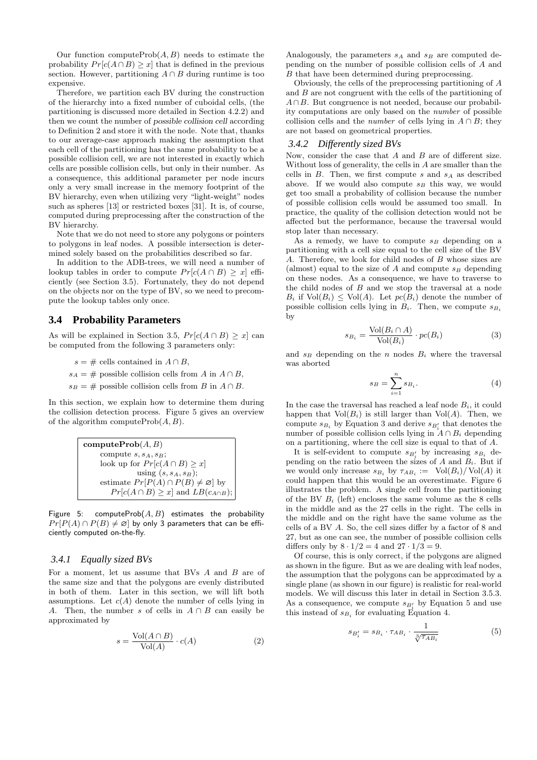Our function computeProb$(A, B)$ needs to estimate the probability $Pr[c(A \cap B) \geq x]$ that is defined in the previous section. However, partitioning $A \cap B$ during runtime is too expensive.

Therefore, we partition each BV during the construction of the hierarchy into a fixed number of cuboidal cells, (the partitioning is discussed more detailed in Section 4.2.2) and then we count the number of *possible collision cell* according to Definition 2 and store it with the node. Note that, thanks to our average-case approach making the assumption that each cell of the partitioning has the same probability to be a possible collision cell, we are not interested in exactly which cells are possible collision cells, but only in their number. As a consequence, this additional parameter per node incurs only a very small increase in the memory footprint of the BV hierarchy, even when utilizing very "light-weight" nodes such as spheres [13] or restricted boxes [31]. It is, of course, computed during preprocessing after the construction of the BV hierarchy.

Note that we do not need to store any polygons or pointers to polygons in leaf nodes. A possible intersection is determined solely based on the probabilities described so far.

In addition to the ADB-trees, we will need a number of lookup tables in order to compute $Pr[c(A \cap B) \geq x]$ efficiently (see Section 3.5). Fortunately, they do not depend on the objects nor on the type of BV, so we need to precompute the lookup tables only once.

## 3.4 Probability Parameters

As will be explained in Section 3.5, $Pr[c(A \cap B) \geq x]$ can be computed from the following 3 parameters only:

$s = \#$ cells contained in $A \cap B$,

$s_A = \#$ possible collision cells from $A$ in $A \cap B$,

$s_B = \#$ possible collision cells from $B$ in $A \cap B$.

In this section, we explain how to determine them during the collision detection process. Figure 5 gives an overview of the algorithm computeProb$(A, B)$.

```
computeProb(A, B)
    compute s, s_A, s_B;
    look up for Pr[c(A ∩ B) ≥ x]
              using (s, s_A, s_B);
    estimate Pr[P(A) ∩ P(B) ≠ ∅] by
        Pr[c(A ∩ B) ≥ x] and LB(c_{A∩B});
```

Figure 5: computeProb$(A, B)$ estimates the probability $Pr[P(A) \cap P(B) \neq \varnothing]$ by only 3 parameters that can be efficiently computed on-the-fly.

### 3.4.1 Equally sized BVs

For a moment, let us assume that BVs $A$ and $B$ are of the same size and that the polygons are evenly distributed in both of them. Later in this section, we will lift both assumptions. Let $c(A)$ denote the number of cells lying in $A$. Then, the number $s$ of cells in $A \cap B$ can easily be approximated by

$$s = \frac{\text{Vol}(A \cap B)}{\text{Vol}(A)} \cdot c(A) \tag{2}$$

Analogously, the parameters $s_A$ and $s_B$ are computed depending on the number of possible collision cells of $A$ and $B$ that have been determined during preprocessing.

Obviously, the cells of the preprocessing partitioning of $A$ and $B$ are not congruent with the cells of the partitioning of $A \cap B$. But congruence is not needed, because our probability computations are only based on the *number* of possible collision cells and the *number* of cells lying in $A \cap B$; they are not based on geometrical properties.

### 3.4.2 Differently sized BVs

Now, consider the case that $A$ and $B$ are of different size. Without loss of generality, the cells in $A$ are smaller than the cells in $B$. Then, we first compute $s$ and $s_A$ as described above. If we would also compute $s_B$ this way, we would get too small a probability of collision because the number of possible collision cells would be assumed too small. In practice, the quality of the collision detection would not be affected but the performance, because the traversal would stop later than necessary.

As a remedy, we have to compute $s_B$ depending on a partitioning with a cell size equal to the cell size of the BV $A$. Therefore, we look for child nodes of $B$ whose sizes are (almost) equal to the size of $A$ and compute $s_B$ depending on these nodes. As a consequence, we have to traverse to the child nodes of $B$ and we stop the traversal at a node $B_i$ if $\text{Vol}(B_i) \leq \text{Vol}(A)$. Let $pc(B_i)$ denote the number of possible collision cells lying in $B_i$. Then, we compute $s_{B_i}$ by

$$s_{B_i} = \frac{\text{Vol}(B_i \cap A)}{\text{Vol}(B_i)} \cdot pc(B_i) \tag{3}$$

and $s_B$ depending on the $n$ nodes $B_i$ where the traversal was aborted

$$s_B = \sum_{i=1}^{n} s_{B_i}. \tag{4}$$

In the case the traversal has reached a leaf node $B_i$, it could happen that $\text{Vol}(B_i)$ is still larger than $\text{Vol}(A)$. Then, we compute $s_{B_i}$ by Equation 3 and derive $s_{B'_i}$ that denotes the number of possible collision cells lying in $A \cap B_i$ depending on a partitioning, where the cell size is equal to that of $A$.

It is self-evident to compute $s_{B'_i}$ by increasing $s_{B_i}$ depending on the ratio between the sizes of $A$ and $B_i$. But if we would only increase $s_{B_i}$ by $\tau_{AB_i} := \text{Vol}(B_i)/\text{Vol}(A)$ it could happen that this would be an overestimate. Figure 6 illustrates the problem. A single cell from the partitioning of the BV $B_i$ (left) encloses the same volume as the 8 cells in the middle and as the 27 cells in the right. The cells in the middle and on the right have the same volume as the cells of a BV $A$. So, the cell sizes differ by a factor of 8 and 27, but as one can see, the number of possible collision cells differs only by $8 \cdot 1/2 = 4$ and $27 \cdot 1/3 = 9$.

Of course, this is only correct, if the polygons are aligned as shown in the figure. But as we are dealing with leaf nodes, the assumption that the polygons can be approximated by a single plane (as shown in our figure) is realistic for real-world models. We will discuss this later in detail in Section 3.5.3. As a consequence, we compute $s_{B'_i}$ by Equation 5 and use this instead of $s_{B_i}$ for evaluating Equation 4.

$$s_{B'_i} = s_{B_i} \cdot \tau_{AB_i} \cdot \frac{1}{\sqrt[3]{\tau_{AB_i}}} \tag{5}$$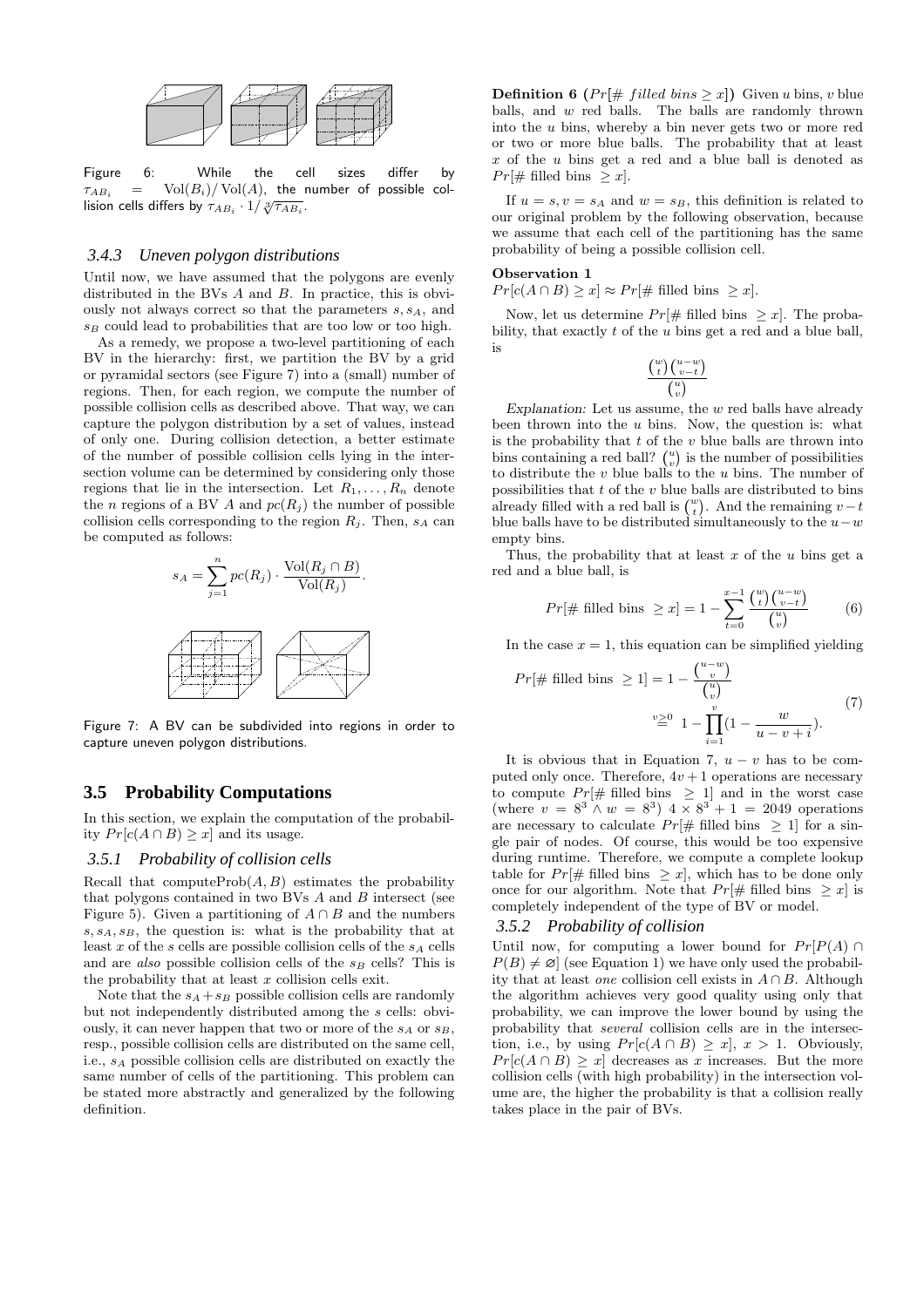Figure 6: While the cell sizes differ by $\tau_{AB_i} = \mathrm{Vol}(B_i)/\mathrm{Vol}(A)$, the number of possible collision cells differs by $\tau_{AB_i} \cdot 1/\sqrt[3]{\tau_{AB_i}}$.

### 3.4.3 Uneven polygon distributions

Until now, we have assumed that the polygons are evenly distributed in the BVs $A$ and $B$. In practice, this is obviously not always correct so that the parameters $s, s_A$, and $s_B$ could lead to probabilities that are too low or too high.

As a remedy, we propose a two-level partitioning of each BV in the hierarchy: first, we partition the BV by a grid or pyramidal sectors (see Figure 7) into a (small) number of regions. Then, for each region, we compute the number of possible collision cells as described above. That way, we can capture the polygon distribution by a set of values, instead of only one. During collision detection, a better estimate of the number of possible collision cells lying in the intersection volume can be determined by considering only those regions that lie in the intersection. Let $R_1, \ldots, R_n$ denote the $n$ regions of a BV $A$ and $pc(R_j)$ the number of possible collision cells corresponding to the region $R_j$. Then, $s_A$ can be computed as follows:

$$s_A = \sum_{j=1}^{n} pc(R_j) \cdot \frac{\mathrm{Vol}(R_j \cap B)}{\mathrm{Vol}(R_j)}.$$

Figure 7: A BV can be subdivided into regions in order to capture uneven polygon distributions.

## 3.5 Probability Computations

In this section, we explain the computation of the probability $Pr[c(A \cap B) \geq x]$ and its usage.

### 3.5.1 Probability of collision cells

Recall that computeProb$(A, B)$ estimates the probability that polygons contained in two BVs $A$ and $B$ intersect (see Figure 5). Given a partitioning of $A \cap B$ and the numbers $s, s_A, s_B$, the question is: what is the probability that at least $x$ of the $s$ cells are possible collision cells of the $s_A$ cells and are *also* possible collision cells of the $s_B$ cells? This is the probability that at least $x$ collision cells exit.

Note that the $s_A + s_B$ possible collision cells are randomly but not independently distributed among the $s$ cells: obviously, it can never happen that two or more of the $s_A$ or $s_B$, resp., possible collision cells are distributed on the same cell, i.e., $s_A$ possible collision cells are distributed on exactly the same number of cells of the partitioning. This problem can be stated more abstractly and generalized by the following definition.

**Definition 6 ($Pr[\#\ \mathit{filled\ bins} \geq x]$)** Given $u$ bins, $v$ blue balls, and $w$ red balls. The balls are randomly thrown into the $u$ bins, whereby a bin never gets two or more red or two or more blue balls. The probability that at least $x$ of the $u$ bins get a red and a blue ball is denoted as $Pr[\#\text{ filled bins } \geq x]$.

If $u = s, v = s_A$ and $w = s_B$, this definition is related to our original problem by the following observation, because we assume that each cell of the partitioning has the same probability of being a possible collision cell.

**Observation 1**
$Pr[c(A \cap B) \geq x] \approx Pr[\#\text{ filled bins } \geq x]$.

Now, let us determine $Pr[\#\text{ filled bins } \geq x]$. The probability, that exactly $t$ of the $u$ bins get a red and a blue ball, is

$$\frac{\binom{w}{t}\binom{u-w}{v-t}}{\binom{u}{v}}$$

*Explanation:* Let us assume, the $w$ red balls have already been thrown into the $u$ bins. Now, the question is: what is the probability that $t$ of the $v$ blue balls are thrown into bins containing a red ball? $\binom{u}{v}$ is the number of possibilities to distribute the $v$ blue balls to the $u$ bins. The number of possibilities that $t$ of the $v$ blue balls are distributed to bins already filled with a red ball is $\binom{w}{t}$. And the remaining $v-t$ blue balls have to be distributed simultaneously to the $u-w$ empty bins.

Thus, the probability that at least $x$ of the $u$ bins get a red and a blue ball, is

$$Pr[\#\text{ filled bins } \geq x] = 1 - \sum_{t=0}^{x-1} \frac{\binom{w}{t}\binom{u-w}{v-t}}{\binom{u}{v}} \tag{6}$$

In the case $x = 1$, this equation can be simplified yielding

$$\begin{aligned} Pr[\#\text{ filled bins } \geq 1] &= 1 - \frac{\binom{u-w}{v}}{\binom{u}{v}} \\ &\overset{v \geq 0}{=} 1 - \prod_{i=1}^{v}\left(1 - \frac{w}{u-v+i}\right). \end{aligned} \tag{7}$$

It is obvious that in Equation 7, $u - v$ has to be computed only once. Therefore, $4v + 1$ operations are necessary to compute $Pr[\#\text{ filled bins } \geq 1]$ and in the worst case (where $v = 8^3 \wedge w = 8^3$) $4 \times 8^3 + 1 = 2049$ operations are necessary to calculate $Pr[\#\text{ filled bins } \geq 1]$ for a single pair of nodes. Of course, this would be too expensive during runtime. Therefore, we compute a complete lookup table for $Pr[\#\text{ filled bins } \geq x]$, which has to be done only once for our algorithm. Note that $Pr[\#\text{ filled bins } \geq x]$ is completely independent of the type of BV or model.

### 3.5.2 Probability of collision

Until now, for computing a lower bound for $Pr[P(A) \cap P(B) \neq \varnothing]$ (see Equation 1) we have only used the probability that at least *one* collision cell exists in $A \cap B$. Although the algorithm achieves very good quality using only that probability, we can improve the lower bound by using the probability that *several* collision cells are in the intersection, i.e., by using $Pr[c(A \cap B) \geq x]$, $x > 1$. Obviously, $Pr[c(A \cap B) \geq x]$ decreases as $x$ increases. But the more collision cells (with high probability) in the intersection volume are, the higher the probability is that a collision really takes place in the pair of BVs.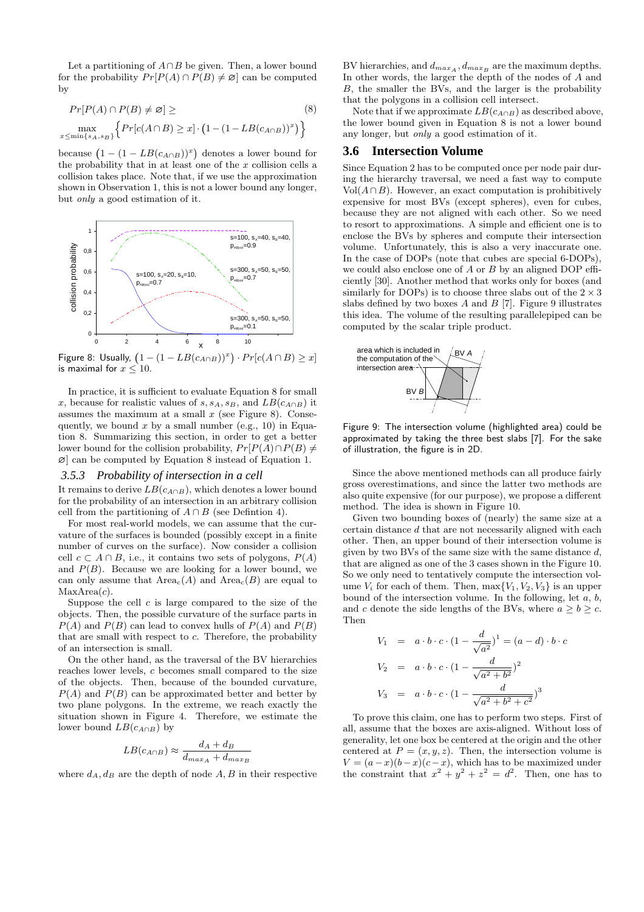Let a partitioning of $A \cap B$ be given. Then, a lower bound for the probability $Pr[P(A) \cap P(B) \neq \varnothing]$ can be computed by

$$Pr[P(A) \cap P(B) \neq \varnothing] \geq \tag{8}$$
$$\max_{x \leq \min\{s_A, s_B\}} \left\{ Pr[c(A \cap B) \geq x] \cdot \left(1 - (1 - LB(c_{A \cap B}))^x\right) \right\}$$

because $\left(1 - (1 - LB(c_{A \cap B}))^x\right)$ denotes a lower bound for the probability that in at least one of the $x$ collision cells a collision takes place. Note that, if we use the approximation shown in Observation 1, this is not a lower bound any longer, but *only* a good estimation of it.

Figure 8: Usually, $\left(1 - (1 - LB(c_{A \cap B}))^x\right) \cdot Pr[c(A \cap B) \geq x]$ is maximal for $x \leq 10$.

In practice, it is sufficient to evaluate Equation 8 for small $x$, because for realistic values of $s$, $s_A$, $s_B$, and $LB(c_{A \cap B})$ it assumes the maximum at a small $x$ (see Figure 8). Consequently, we bound $x$ by a small number (e.g., 10) in Equation 8. Summarizing this section, in order to get a better lower bound for the collision probability, $Pr[P(A) \cap P(B) \neq \varnothing]$ can be computed by Equation 8 instead of Equation 1.

### 3.5.3 Probability of intersection in a cell

It remains to derive $LB(c_{A \cap B})$, which denotes a lower bound for the probability of an intersection in an arbitrary collision cell from the partitioning of $A \cap B$ (see Defintion 4).

For most real-world models, we can assume that the curvature of the surfaces is bounded (possibly except in a finite number of curves on the surface). Now consider a collision cell $c \subset A \cap B$, i.e., it contains two sets of polygons, $P(A)$ and $P(B)$. Because we are looking for a lower bound, we can only assume that $\text{Area}_c(A)$ and $\text{Area}_c(B)$ are equal to $\text{MaxArea}(c)$.

Suppose the cell $c$ is large compared to the size of the objects. Then, the possible curvature of the surface parts in $P(A)$ and $P(B)$ can lead to convex hulls of $P(A)$ and $P(B)$ that are small with respect to $c$. Therefore, the probability of an intersection is small.

On the other hand, as the traversal of the BV hierarchies reaches lower levels, $c$ becomes small compared to the size of the objects. Then, because of the bounded curvature, $P(A)$ and $P(B)$ can be approximated better and better by two plane polygons. In the extreme, we reach exactly the situation shown in Figure 4. Therefore, we estimate the lower bound $LB(c_{A \cap B})$ by

$$LB(c_{A \cap B}) \approx \frac{d_A + d_B}{d_{max_A} + d_{max_B}}$$

where $d_A, d_B$ are the depth of node $A, B$ in their respective BV hierarchies, and $d_{max_A}, d_{max_B}$ are the maximum depths. In other words, the larger the depth of the nodes of $A$ and $B$, the smaller the BVs, and the larger is the probability that the polygons in a collision cell intersect.

Note that if we approximate $LB(c_{A \cap B})$ as described above, the lower bound given in Equation 8 is not a lower bound any longer, but *only* a good estimation of it.

## 3.6 Intersection Volume

Since Equation 2 has to be computed once per node pair during the hierarchy traversal, we need a fast way to compute $\text{Vol}(A \cap B)$. However, an exact computation is prohibitively expensive for most BVs (except spheres), even for cubes, because they are not aligned with each other. So we need to resort to approximations. A simple and efficient one is to enclose the BVs by spheres and compute their intersection volume. Unfortunately, this is also a very inaccurate one. In the case of DOPs (note that cubes are special 6-DOPs), we could also enclose one of $A$ or $B$ by an aligned DOP efficiently [30]. Another method that works only for boxes (and similarly for DOPs) is to choose three slabs out of the $2 \times 3$ slabs defined by two boxes $A$ and $B$ [7]. Figure 9 illustrates this idea. The volume of the resulting parallelepiped can be computed by the scalar triple product.

Figure 9: The intersection volume (highlighted area) could be approximated by taking the three best slabs [7]. For the sake of illustration, the figure is in 2D.

Since the above mentioned methods can all produce fairly gross overestimations, and since the latter two methods are also quite expensive (for our purpose), we propose a different method. The idea is shown in Figure 10.

Given two bounding boxes of (nearly) the same size at a certain distance $d$ that are not necessarily aligned with each other. Then, an upper bound of their intersection volume is given by two BVs of the same size with the same distance $d$, that are aligned as one of the 3 cases shown in the Figure 10. So we only need to tentatively compute the intersection volume $V_i$ for each of them. Then, $\max\{V_1, V_2, V_3\}$ is an upper bound of the intersection volume. In the following, let $a$, $b$, and $c$ denote the side lengths of the BVs, where $a \geq b \geq c$. Then

$$V_1 = a \cdot b \cdot c \cdot \left(1 - \frac{d}{\sqrt{a^2}}\right)^1 = (a - d) \cdot b \cdot c$$

$$V_2 = a \cdot b \cdot c \cdot \left(1 - \frac{d}{\sqrt{a^2 + b^2}}\right)^2$$

$$V_3 = a \cdot b \cdot c \cdot \left(1 - \frac{d}{\sqrt{a^2 + b^2 + c^2}}\right)^3$$

To prove this claim, one has to perform two steps. First of all, assume that the boxes are axis-aligned. Without loss of generality, let one box be centered at the origin and the other centered at $P = (x, y, z)$. Then, the intersection volume is $V = (a - x)(b - x)(c - x)$, which has to be maximized under the constraint that $x^2 + y^2 + z^2 = d^2$. Then, one has to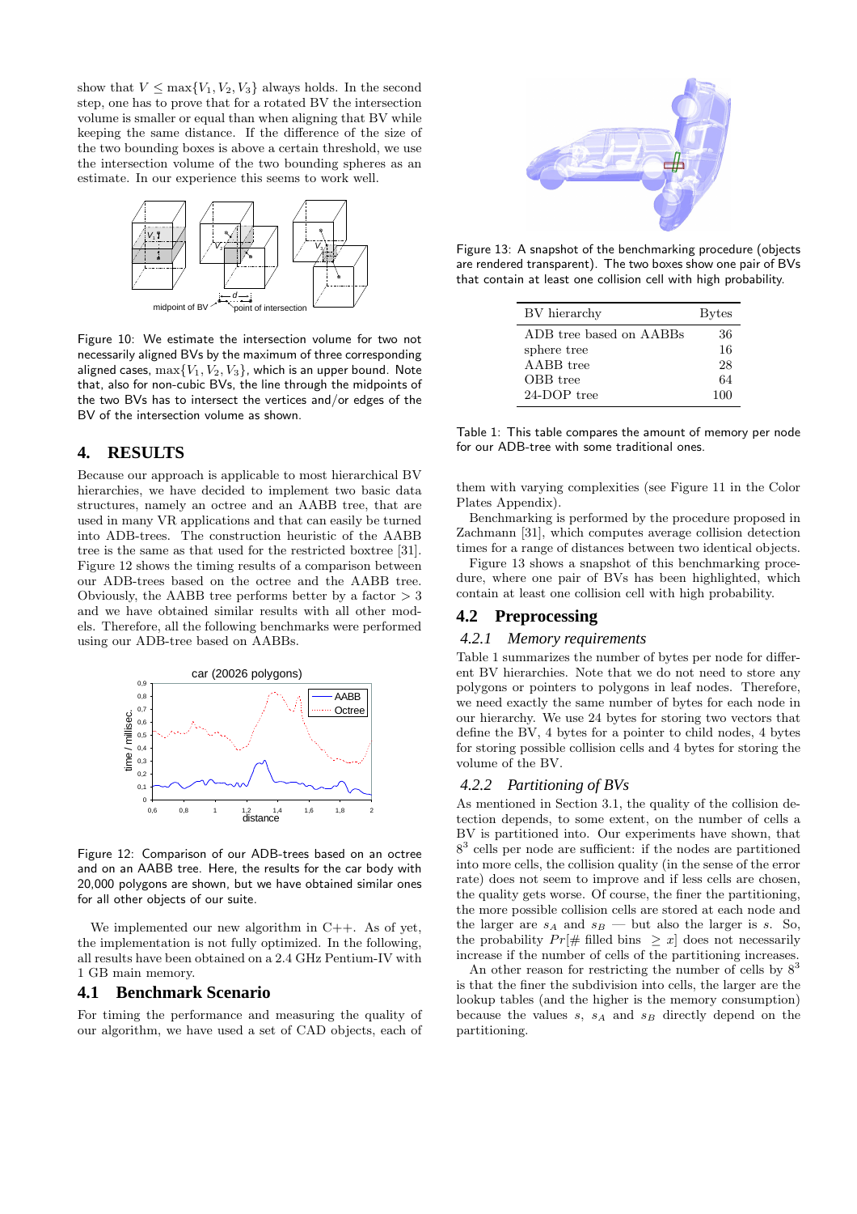show that $V \leq \max\{V_1, V_2, V_3\}$ always holds. In the second step, one has to prove that for a rotated BV the intersection volume is smaller or equal than when aligning that BV while keeping the same distance. If the difference of the size of the two bounding boxes is above a certain threshold, we use the intersection volume of the two bounding spheres as an estimate. In our experience this seems to work well.

Figure 10: We estimate the intersection volume for two not necessarily aligned BVs by the maximum of three corresponding aligned cases, $\max\{V_1, V_2, V_3\}$, which is an upper bound. Note that, also for non-cubic BVs, the line through the midpoints of the two BVs has to intersect the vertices and/or edges of the BV of the intersection volume as shown.

## 4. RESULTS

Because our approach is applicable to most hierarchical BV hierarchies, we have decided to implement two basic data structures, namely an octree and an AABB tree, that are used in many VR applications and that can easily be turned into ADB-trees. The construction heuristic of the AABB tree is the same as that used for the restricted boxtree [31]. Figure 12 shows the timing results of a comparison between our ADB-trees based on the octree and the AABB tree. Obviously, the AABB tree performs better by a factor $> 3$ and we have obtained similar results with all other models. Therefore, all the following benchmarks were performed using our ADB-tree based on AABBs.

Figure 12: Comparison of our ADB-trees based on an octree and on an AABB tree. Here, the results for the car body with 20,000 polygons are shown, but we have obtained similar ones for all other objects of our suite.

We implemented our new algorithm in C++. As of yet, the implementation is not fully optimized. In the following, all results have been obtained on a 2.4 GHz Pentium-IV with 1 GB main memory.

### 4.1 Benchmark Scenario

For timing the performance and measuring the quality of our algorithm, we have used a set of CAD objects, each of them with varying complexities (see Figure 11 in the Color Plates Appendix).

Benchmarking is performed by the procedure proposed in Zachmann [31], which computes average collision detection times for a range of distances between two identical objects.

Figure 13 shows a snapshot of this benchmarking procedure, where one pair of BVs has been highlighted, which contain at least one collision cell with high probability.

Figure 13: A snapshot of the benchmarking procedure (objects are rendered transparent). The two boxes show one pair of BVs that contain at least one collision cell with high probability.

| BV hierarchy | Bytes |
|---|---|
| ADB tree based on AABBs | 36 |
| sphere tree | 16 |
| AABB tree | 28 |
| OBB tree | 64 |
| 24-DOP tree | 100 |

Table 1: This table compares the amount of memory per node for our ADB-tree with some traditional ones.

### 4.2 Preprocessing

#### 4.2.1 *Memory requirements*

Table 1 summarizes the number of bytes per node for different BV hierarchies. Note that we do not need to store any polygons or pointers to polygons in leaf nodes. Therefore, we need exactly the same number of bytes for each node in our hierarchy. We use 24 bytes for storing two vectors that define the BV, 4 bytes for a pointer to child nodes, 4 bytes for storing possible collision cells and 4 bytes for storing the volume of the BV.

#### 4.2.2 *Partitioning of BVs*

As mentioned in Section 3.1, the quality of the collision detection depends, to some extent, on the number of cells a BV is partitioned into. Our experiments have shown, that $8^3$ cells per node are sufficient: if the nodes are partitioned into more cells, the collision quality (in the sense of the error rate) does not seem to improve and if less cells are chosen, the quality gets worse. Of course, the finer the partitioning, the more possible collision cells are stored at each node and the larger are $s_A$ and $s_B$ — but also the larger is $s$. So, the probability $Pr[\#$ filled bins $\geq x]$ does not necessarily increase if the number of cells of the partitioning increases.

An other reason for restricting the number of cells by $8^3$ is that the finer the subdivision into cells, the larger are the lookup tables (and the higher is the memory consumption) because the values $s$, $s_A$ and $s_B$ directly depend on the partitioning.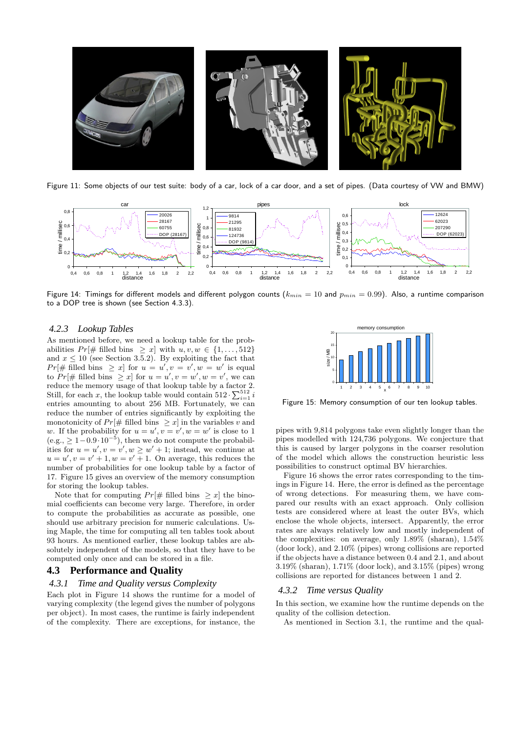Figure 11: Some objects of our test suite: body of a car, lock of a car door, and a set of pipes. (Data courtesy of VW and BMW)

Figure 14: Timings for different models and different polygon counts ($k_{min} = 10$ and $p_{min} = 0.99$). Also, a runtime comparison to a DOP tree is shown (see Section 4.3.3).

### 4.2.3 *Lookup Tables*

As mentioned before, we need a lookup table for the probabilities $Pr[\# \text{ filled bins } \geq x]$ with $u, v, w \in \{1, \ldots, 512\}$ and $x \leq 10$ (see Section 3.5.2). By exploiting the fact that $Pr[\# \text{ filled bins } \geq x]$ for $u = u', v = v', w = w'$ is equal to $Pr[\# \text{ filled bins } \geq x]$ for $u = u', v = w', w = v'$, we can reduce the memory usage of that lookup table by a factor 2. Still, for each $x$, the lookup table would contain $512 \cdot \sum_{i=1}^{512} i$ entries amounting to about 256 MB. Fortunately, we can reduce the number of entries significantly by exploiting the monotonicity of $Pr[\# \text{ filled bins } \geq x]$ in the variables $v$ and $w$. If the probability for $u = u', v = v', w = w'$ is close to 1 (e.g., $\geq 1 - 0.9 \cdot 10^{-5}$), then we do not compute the probabilities for $u = u', v = v', w \geq w' + 1$; instead, we continue at $u = u', v = v' + 1, w = v' + 1$. On average, this reduces the number of probabilities for one lookup table by a factor of 17. Figure 15 gives an overview of the memory consumption for storing the lookup tables.

Note that for computing $Pr[\# \text{ filled bins } \geq x]$ the binomial coefficients can become very large. Therefore, in order to compute the probabilities as accurate as possible, one should use arbitrary precision for numeric calculations. Using Maple, the time for computing all ten tables took about 93 hours. As mentioned earlier, these lookup tables are absolutely independent of the models, so that they have to be computed only once and can be stored in a file.

Figure 15: Memory consumption of our ten lookup tables.

## 4.3 Performance and Quality

### 4.3.1 *Time and Quality versus Complexity*

Each plot in Figure 14 shows the runtime for a model of varying complexity (the legend gives the number of polygons per object). In most cases, the runtime is fairly independent of the complexity. There are exceptions, for instance, the pipes with 9,814 polygons take even slightly longer than the pipes modelled with 124,736 polygons. We conjecture that this is caused by larger polygons in the coarser resolution of the model which allows the construction heuristic less possibilities to construct optimal BV hierarchies.

Figure 16 shows the error rates corresponding to the timings in Figure 14. Here, the error is defined as the percentage of wrong detections. For measuring them, we have compared our results with an exact approach. Only collision tests are considered where at least the outer BVs, which enclose the whole objects, intersect. Apparently, the error rates are always relatively low and mostly independent of the complexities: on average, only 1.89% (sharan), 1.54% (door lock), and 2.10% (pipes) wrong collisions are reported if the objects have a distance between 0.4 and 2.1, and about 3.19% (sharan), 1.71% (door lock), and 3.15% (pipes) wrong collisions are reported for distances between 1 and 2.

### 4.3.2 *Time versus Quality*

In this section, we examine how the runtime depends on the quality of the collision detection.

As mentioned in Section 3.1, the runtime and the qual-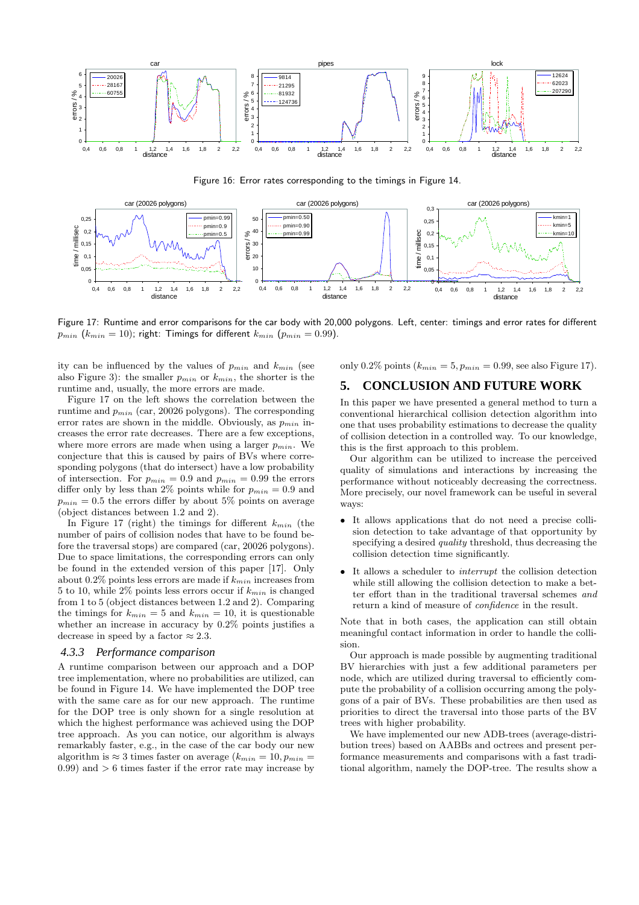Figure 16: Error rates corresponding to the timings in Figure 14.

Figure 17: Runtime and error comparisons for the car body with 20,000 polygons. Left, center: timings and error rates for different $p_{min}$ ($k_{min} = 10$); right: Timings for different $k_{min}$ ($p_{min} = 0.99$).

ity can be influenced by the values of $p_{min}$ and $k_{min}$ (see also Figure 3): the smaller $p_{min}$ or $k_{min}$, the shorter is the runtime and, usually, the more errors are made.

Figure 17 on the left shows the correlation between the runtime and $p_{min}$ (car, 20026 polygons). The corresponding error rates are shown in the middle. Obviously, as $p_{min}$ increases the error rate decreases. There are a few exceptions, where more errors are made when using a larger $p_{min}$. We conjecture that this is caused by pairs of BVs where corresponding polygons (that do intersect) have a low probability of intersection. For $p_{min} = 0.9$ and $p_{min} = 0.99$ the errors differ only by less than 2% points while for $p_{min} = 0.9$ and $p_{min} = 0.5$ the errors differ by about 5% points on average (object distances between 1.2 and 2).

In Figure 17 (right) the timings for different $k_{min}$ (the number of pairs of collision nodes that have to be found before the traversal stops) are compared (car, 20026 polygons). Due to space limitations, the corresponding errors can only be found in the extended version of this paper [17]. Only about 0.2% points less errors are made if $k_{min}$ increases from 5 to 10, while 2% points less errors occur if $k_{min}$ is changed from 1 to 5 (object distances between 1.2 and 2). Comparing the timings for $k_{min} = 5$ and $k_{min} = 10$, it is questionable whether an increase in accuracy by 0.2% points justifies a decrease in speed by a factor $\approx 2.3$.

### 4.3.3 Performance comparison

A runtime comparison between our approach and a DOP tree implementation, where no probabilities are utilized, can be found in Figure 14. We have implemented the DOP tree with the same care as for our new approach. The runtime for the DOP tree is only shown for a single resolution at which the highest performance was achieved using the DOP tree approach. As you can notice, our algorithm is always remarkably faster, e.g., in the case of the car body our new algorithm is $\approx 3$ times faster on average ($k_{min} = 10, p_{min} = 0.99$) and $> 6$ times faster if the error rate may increase by only 0.2% points ($k_{min} = 5, p_{min} = 0.99$, see also Figure 17).

## 5. CONCLUSION AND FUTURE WORK

In this paper we have presented a general method to turn a conventional hierarchical collision detection algorithm into one that uses probability estimations to decrease the quality of collision detection in a controlled way. To our knowledge, this is the first approach to this problem.

Our algorithm can be utilized to increase the perceived quality of simulations and interactions by increasing the performance without noticeably decreasing the correctness. More precisely, our novel framework can be useful in several ways:

- It allows applications that do not need a precise collision detection to take advantage of that opportunity by specifying a desired *quality* threshold, thus decreasing the collision detection time significantly.
- It allows a scheduler to *interrupt* the collision detection while still allowing the collision detection to make a better effort than in the traditional traversal schemes *and* return a kind of measure of *confidence* in the result.

Note that in both cases, the application can still obtain meaningful contact information in order to handle the collision.

Our approach is made possible by augmenting traditional BV hierarchies with just a few additional parameters per node, which are utilized during traversal to efficiently compute the probability of a collision occurring among the polygons of a pair of BVs. These probabilities are then used as priorities to direct the traversal into those parts of the BV trees with higher probability.

We have implemented our new ADB-trees (average-distribution trees) based on AABBs and octrees and present performance measurements and comparisons with a fast traditional algorithm, namely the DOP-tree. The results show a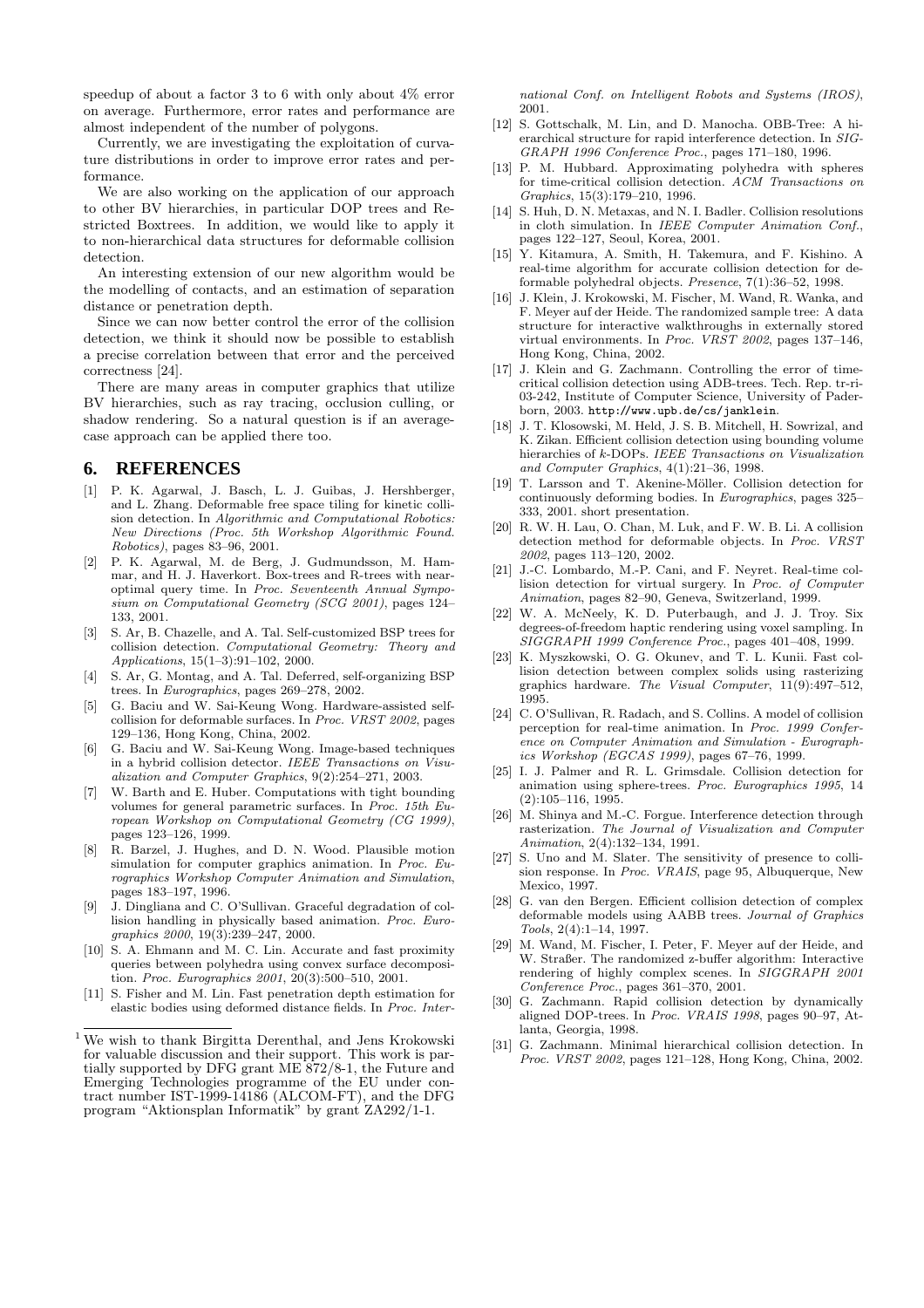speedup of about a factor 3 to 6 with only about 4% error on average. Furthermore, error rates and performance are almost independent of the number of polygons.

Currently, we are investigating the exploitation of curvature distributions in order to improve error rates and performance.

We are also working on the application of our approach to other BV hierarchies, in particular DOP trees and Restricted Boxtrees. In addition, we would like to apply it to non-hierarchical data structures for deformable collision detection.

An interesting extension of our new algorithm would be the modelling of contacts, and an estimation of separation distance or penetration depth.

Since we can now better control the error of the collision detection, we think it should now be possible to establish a precise correlation between that error and the perceived correctness [24].

There are many areas in computer graphics that utilize BV hierarchies, such as ray tracing, occlusion culling, or shadow rendering. So a natural question is if an average-case approach can be applied there too.

## 6. REFERENCES

[1] P. K. Agarwal, J. Basch, L. J. Guibas, J. Hershberger, and L. Zhang. Deformable free space tiling for kinetic collision detection. In *Algorithmic and Computational Robotics: New Directions (Proc. 5th Workshop Algorithmic Found. Robotics)*, pages 83–96, 2001.

[2] P. K. Agarwal, M. de Berg, J. Gudmundsson, M. Hammar, and H. J. Haverkort. Box-trees and R-trees with near-optimal query time. In *Proc. Seventeenth Annual Symposium on Computational Geometry (SCG 2001)*, pages 124–133, 2001.

[3] S. Ar, B. Chazelle, and A. Tal. Self-customized BSP trees for collision detection. *Computational Geometry: Theory and Applications*, 15(1–3):91–102, 2000.

[4] S. Ar, G. Montag, and A. Tal. Deferred, self-organizing BSP trees. In *Eurographics*, pages 269–278, 2002.

[5] G. Baciu and W. Sai-Keung Wong. Hardware-assisted self-collision for deformable surfaces. In *Proc. VRST 2002*, pages 129–136, Hong Kong, China, 2002.

[6] G. Baciu and W. Sai-Keung Wong. Image-based techniques in a hybrid collision detector. *IEEE Transactions on Visualization and Computer Graphics*, 9(2):254–271, 2003.

[7] W. Barth and E. Huber. Computations with tight bounding volumes for general parametric surfaces. In *Proc. 15th European Workshop on Computational Geometry (CG 1999)*, pages 123–126, 1999.

[8] R. Barzel, J. Hughes, and D. N. Wood. Plausible motion simulation for computer graphics animation. In *Proc. Eurographics Workshop Computer Animation and Simulation*, pages 183–197, 1996.

[9] J. Dingliana and C. O'Sullivan. Graceful degradation of collision handling in physically based animation. *Proc. Eurographics 2000*, 19(3):239–247, 2000.

[10] S. A. Ehmann and M. C. Lin. Accurate and fast proximity queries between polyhedra using convex surface decomposition. *Proc. Eurographics 2001*, 20(3):500–510, 2001.

[11] S. Fisher and M. Lin. Fast penetration depth estimation for elastic bodies using deformed distance fields. In *Proc. International Conf. on Intelligent Robots and Systems (IROS)*, 2001.

[12] S. Gottschalk, M. Lin, and D. Manocha. OBB-Tree: A hierarchical structure for rapid interference detection. In *SIGGRAPH 1996 Conference Proc.*, pages 171–180, 1996.

[13] P. M. Hubbard. Approximating polyhedra with spheres for time-critical collision detection. *ACM Transactions on Graphics*, 15(3):179–210, 1996.

[14] S. Huh, D. N. Metaxas, and N. I. Badler. Collision resolutions in cloth simulation. In *IEEE Computer Animation Conf.*, pages 122–127, Seoul, Korea, 2001.

[15] Y. Kitamura, A. Smith, H. Takemura, and F. Kishino. A real-time algorithm for accurate collision detection for deformable polyhedral objects. *Presence*, 7(1):36–52, 1998.

[16] J. Klein, J. Krokowski, M. Fischer, M. Wand, R. Wanka, and F. Meyer auf der Heide. The randomized sample tree: A data structure for interactive walkthroughs in externally stored virtual environments. In *Proc. VRST 2002*, pages 137–146, Hong Kong, China, 2002.

[17] J. Klein and G. Zachmann. Controlling the error of time-critical collision detection using ADB-trees. Tech. Rep. tr-ri-03-242, Institute of Computer Science, University of Paderborn, 2003. `http://www.upb.de/cs/janklein`.

[18] J. T. Klosowski, M. Held, J. S. B. Mitchell, H. Sowrizal, and K. Zikan. Efficient collision detection using bounding volume hierarchies of *k*-DOPs. *IEEE Transactions on Visualization and Computer Graphics*, 4(1):21–36, 1998.

[19] T. Larsson and T. Akenine-Möller. Collision detection for continuously deforming bodies. In *Eurographics*, pages 325–333, 2001. short presentation.

[20] R. W. H. Lau, O. Chan, M. Luk, and F. W. B. Li. A collision detection method for deformable objects. In *Proc. VRST 2002*, pages 113–120, 2002.

[21] J.-C. Lombardo, M.-P. Cani, and F. Neyret. Real-time collision detection for virtual surgery. In *Proc. of Computer Animation*, pages 82–90, Geneva, Switzerland, 1999.

[22] W. A. McNeely, K. D. Puterbaugh, and J. J. Troy. Six degrees-of-freedom haptic rendering using voxel sampling. In *SIGGRAPH 1999 Conference Proc.*, pages 401–408, 1999.

[23] K. Myszkowski, O. G. Okunev, and T. L. Kunii. Fast collision detection between complex solids using rasterizing graphics hardware. *The Visual Computer*, 11(9):497–512, 1995.

[24] C. O'Sullivan, R. Radach, and S. Collins. A model of collision perception for real-time animation. In *Proc. 1999 Conference on Computer Animation and Simulation - Eurographics Workshop (EGCAS 1999)*, pages 67–76, 1999.

[25] I. J. Palmer and R. L. Grimsdale. Collision detection for animation using sphere-trees. *Proc. Eurographics 1995*, 14 (2):105–116, 1995.

[26] M. Shinya and M.-C. Forgue. Interference detection through rasterization. *The Journal of Visualization and Computer Animation*, 2(4):132–134, 1991.

[27] S. Uno and M. Slater. The sensitivity of presence to collision response. In *Proc. VRAIS*, page 95, Albuquerque, New Mexico, 1997.

[28] G. van den Bergen. Efficient collision detection of complex deformable models using AABB trees. *Journal of Graphics Tools*, 2(4):1–14, 1997.

[29] M. Wand, M. Fischer, I. Peter, F. Meyer auf der Heide, and W. Straßer. The randomized z-buffer algorithm: Interactive rendering of highly complex scenes. In *SIGGRAPH 2001 Conference Proc.*, pages 361–370, 2001.

[30] G. Zachmann. Rapid collision detection by dynamically aligned DOP-trees. In *Proc. VRAIS 1998*, pages 90–97, Atlanta, Georgia, 1998.

[31] G. Zachmann. Minimal hierarchical collision detection. In *Proc. VRST 2002*, pages 121–128, Hong Kong, China, 2002.

[1] We wish to thank Birgitta Derenthal, and Jens Krokowski for valuable discussion and their support. This work is partially supported by DFG grant ME 872/8-1, the Future and Emerging Technologies programme of the EU under contract number IST-1999-14186 (ALCOM-FT), and the DFG program "Aktionsplan Informatik" by grant ZA292/1-1.